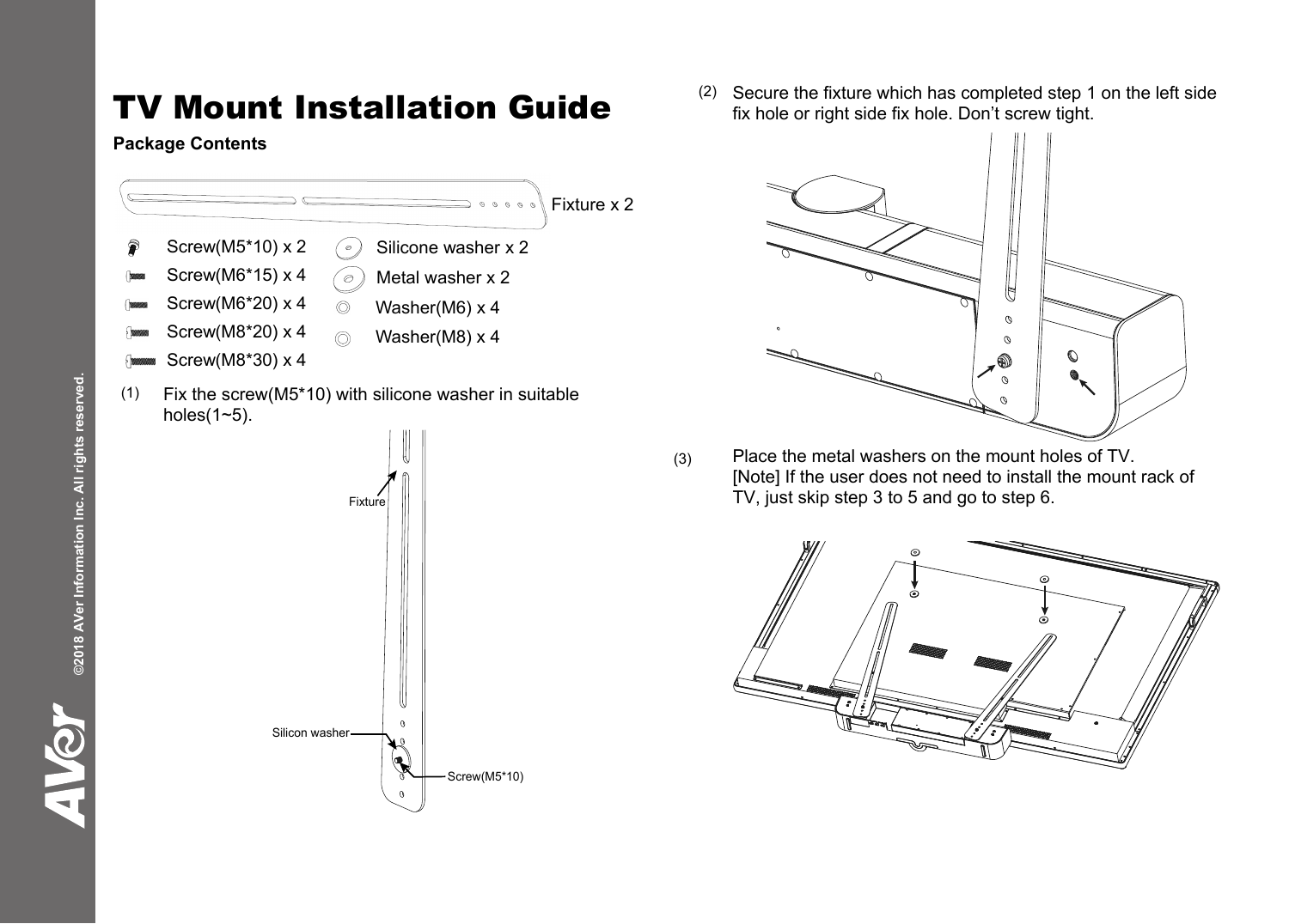# TV Mount Installation Guide

**Package Contents**

Fixture x 2

- Screw(M5*10) x 2
- Screw(M6*15) x 4
- Screw(M6*20) x 4
- Screw(M8*20) x 4
- Screw(M8*30) x 4
- Silicone washer x 2
- Metal washer x 2
- Washer(M6) x 4
- Washer(M8) x 4

(1) Fix the screw(M5*10) with silicone washer in suitable holes(1~5).

Fixture

Silicon washer

Screw(M5*10)

(2) Secure the fixture which has completed step 1 on the left side fix hole or right side fix hole. Don't screw tight.

(3) Place the metal washers on the mount holes of TV.
[Note] If the user does not need to install the mount rack of TV, just skip step 3 to 5 and go to step 6.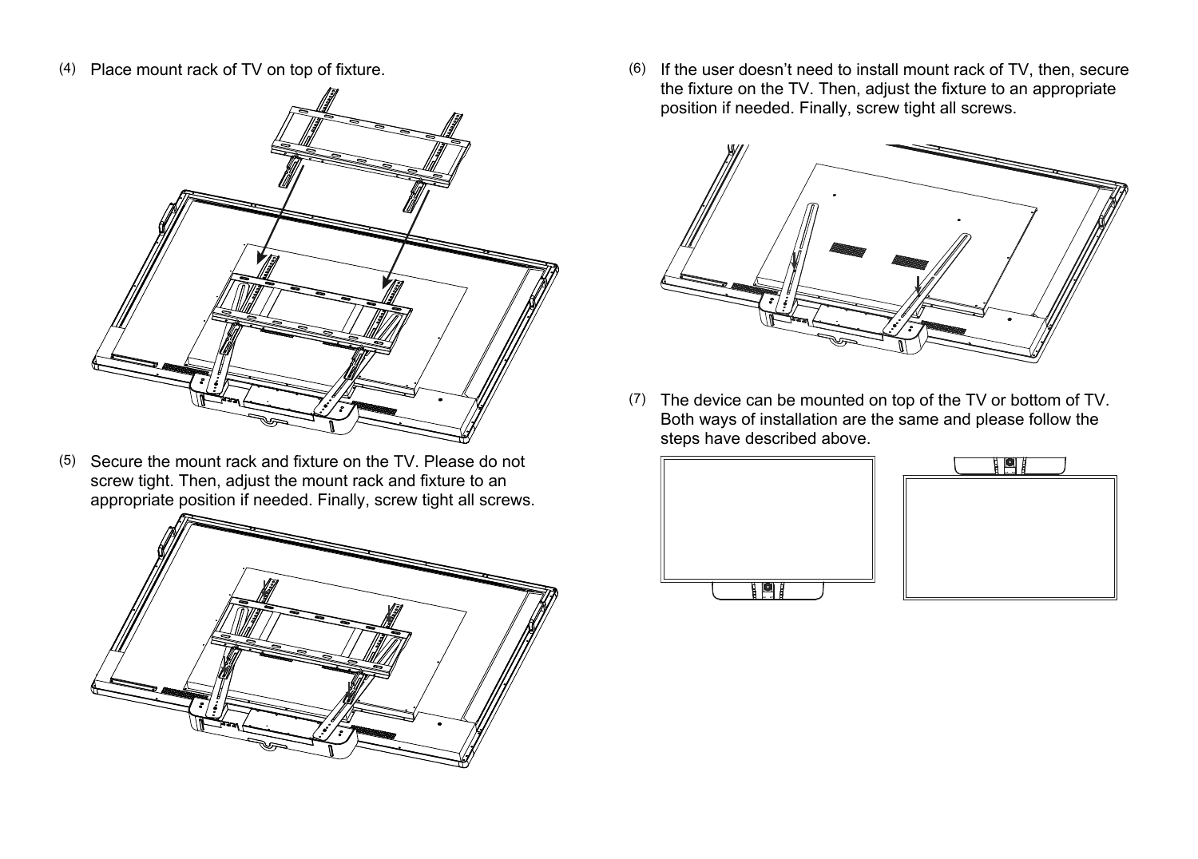(4) Place mount rack of TV on top of fixture.

(5) Secure the mount rack and fixture on the TV. Please do not screw tight. Then, adjust the mount rack and fixture to an appropriate position if needed. Finally, screw tight all screws.

(6) If the user doesn't need to install mount rack of TV, then, secure the fixture on the TV. Then, adjust the fixture to an appropriate position if needed. Finally, screw tight all screws.

(7) The device can be mounted on top of the TV or bottom of TV. Both ways of installation are the same and please follow the steps have described above.